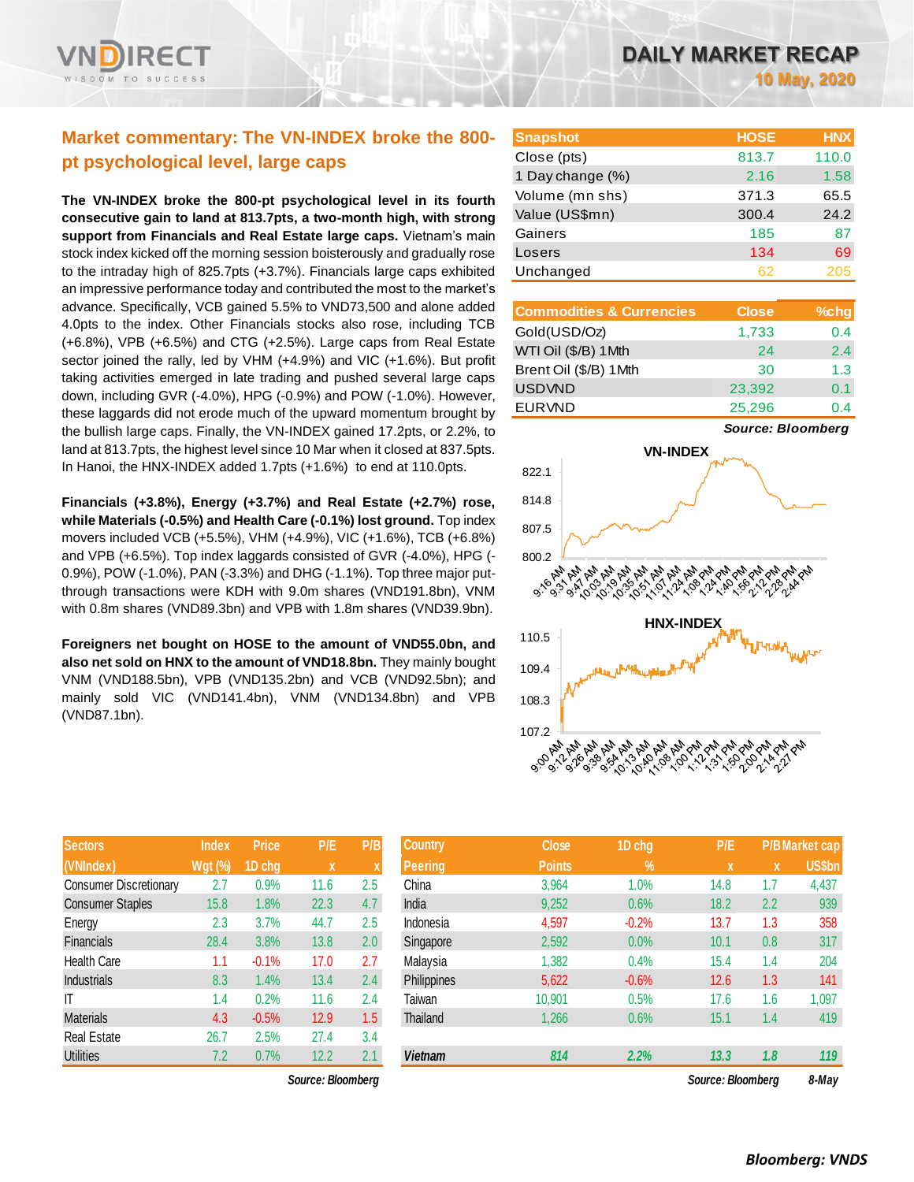# DAILY MARKET RECAP

**10 May, 2020**

## Market commentary: The VN-INDEX broke the 800-pt psychological level, large caps

**The VN-INDEX broke the 800-pt psychological level in its fourth consecutive gain to land at 813.7pts, a two-month high, with strong support from Financials and Real Estate large caps.** Vietnam's main stock index kicked off the morning session boisterously and gradually rose to the intraday high of 825.7pts (+3.7%). Financials large caps exhibited an impressive performance today and contributed the most to the market's advance. Specifically, VCB gained 5.5% to VND73,500 and alone added 4.0pts to the index. Other Financials stocks also rose, including TCB (+6.8%), VPB (+6.5%) and CTG (+2.5%). Large caps from Real Estate sector joined the rally, led by VHM (+4.9%) and VIC (+1.6%). But profit taking activities emerged in late trading and pushed several large caps down, including GVR (-4.0%), HPG (-0.9%) and POW (-1.0%). However, these laggards did not erode much of the upward momentum brought by the bullish large caps. Finally, the VN-INDEX gained 17.2pts, or 2.2%, to land at 813.7pts, the highest level since 10 Mar when it closed at 837.5pts. In Hanoi, the HNX-INDEX added 1.7pts (+1.6%) to end at 110.0pts.

**Financials (+3.8%), Energy (+3.7%) and Real Estate (+2.7%) rose, while Materials (-0.5%) and Health Care (-0.1%) lost ground.** Top index movers included VCB (+5.5%), VHM (+4.9%), VIC (+1.6%), TCB (+6.8%) and VPB (+6.5%). Top index laggards consisted of GVR (-4.0%), HPG (-0.9%), POW (-1.0%), PAN (-3.3%) and DHG (-1.1%). Top three major put-through transactions were KDH with 9.0m shares (VND191.8bn), VNM with 0.8m shares (VND89.3bn) and VPB with 1.8m shares (VND39.9bn).

**Foreigners net bought on HOSE to the amount of VND55.0bn, and also net sold on HNX to the amount of VND18.8bn.** They mainly bought VNM (VND188.5bn), VPB (VND135.2bn) and VCB (VND92.5bn); and mainly sold VIC (VND141.4bn), VNM (VND134.8bn) and VPB (VND87.1bn).

| Snapshot | HOSE | HNX |
|---|---|---|
| Close (pts) | 813.7 | 110.0 |
| 1 Day change (%) | 2.16 | 1.58 |
| Volume (mn shs) | 371.3 | 65.5 |
| Value (US$mn) | 300.4 | 24.2 |
| Gainers | 185 | 87 |
| Losers | 134 | 69 |
| Unchanged | 62 | 205 |

| Commodities & Currencies | Close | %chg |
|---|---|---|
| Gold(USD/Oz) | 1,733 | 0.4 |
| WTI Oil ($/B) 1Mth | 24 | 2.4 |
| Brent Oil ($/B) 1Mth | 30 | 1.3 |
| USDVND | 23,392 | 0.1 |
| EURVND | 25,296 | 0.4 |

*Source: Bloomberg*

**VN-INDEX**

**HNX-INDEX**

| Sectors (VNIndex) | Index Wgt (%) | Price 1D chg | P/E x | P/B x |
|---|---|---|---|---|
| Consumer Discretionary | 2.7 | 0.9% | 11.6 | 2.5 |
| Consumer Staples | 15.8 | 1.8% | 22.3 | 4.7 |
| Energy | 2.3 | 3.7% | 44.7 | 2.5 |
| Financials | 28.4 | 3.8% | 13.8 | 2.0 |
| Health Care | 1.1 | -0.1% | 17.0 | 2.7 |
| Industrials | 8.3 | 1.4% | 13.4 | 2.4 |
| IT | 1.4 | 0.2% | 11.6 | 2.4 |
| Materials | 4.3 | -0.5% | 12.9 | 1.5 |
| Real Estate | 26.7 | 2.5% | 27.4 | 3.4 |
| Utilities | 7.2 | 0.7% | 12.2 | 2.1 |

*Source: Bloomberg*

| Country Peering | Close Points | 1D chg % | P/E x | P/B x | Market cap US$bn |
|---|---|---|---|---|---|
| China | 3,964 | 1.0% | 14.8 | 1.7 | 4,437 |
| India | 9,252 | 0.6% | 18.2 | 2.2 | 939 |
| Indonesia | 4,597 | -0.2% | 13.7 | 1.3 | 358 |
| Singapore | 2,592 | 0.0% | 10.1 | 0.8 | 317 |
| Malaysia | 1,382 | 0.4% | 15.4 | 1.4 | 204 |
| Philippines | 5,622 | -0.6% | 12.6 | 1.3 | 141 |
| Taiwan | 10,901 | 0.5% | 17.6 | 1.6 | 1,097 |
| Thailand | 1,266 | 0.6% | 15.1 | 1.4 | 419 |
| ***Vietnam*** | ***814*** | ***2.2%*** | ***13.3*** | ***1.8*** | ***119*** |

*Source: Bloomberg* *8-May*

***Bloomberg: VNDS***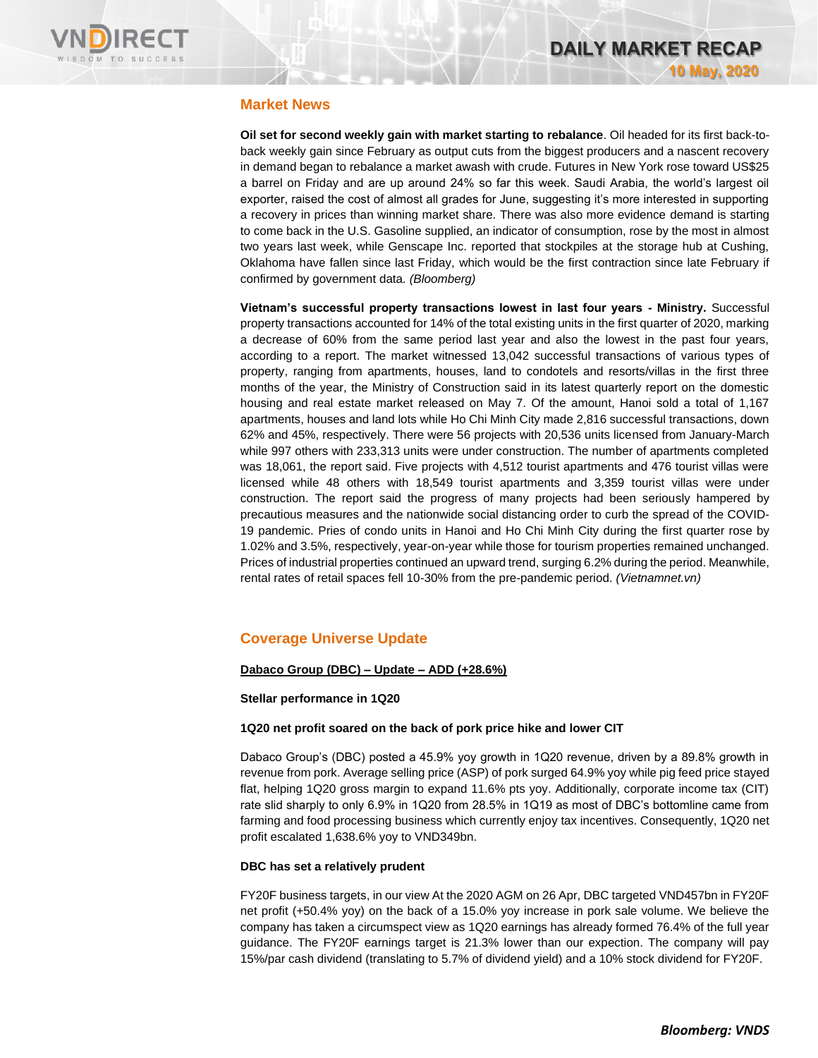## Market News

**Oil set for second weekly gain with market starting to rebalance**. Oil headed for its first back-to-back weekly gain since February as output cuts from the biggest producers and a nascent recovery in demand began to rebalance a market awash with crude. Futures in New York rose toward US$25 a barrel on Friday and are up around 24% so far this week. Saudi Arabia, the world's largest oil exporter, raised the cost of almost all grades for June, suggesting it's more interested in supporting a recovery in prices than winning market share. There was also more evidence demand is starting to come back in the U.S. Gasoline supplied, an indicator of consumption, rose by the most in almost two years last week, while Genscape Inc. reported that stockpiles at the storage hub at Cushing, Oklahoma have fallen since last Friday, which would be the first contraction since late February if confirmed by government data. *(Bloomberg)*

**Vietnam's successful property transactions lowest in last four years - Ministry.** Successful property transactions accounted for 14% of the total existing units in the first quarter of 2020, marking a decrease of 60% from the same period last year and also the lowest in the past four years, according to a report. The market witnessed 13,042 successful transactions of various types of property, ranging from apartments, houses, land to condotels and resorts/villas in the first three months of the year, the Ministry of Construction said in its latest quarterly report on the domestic housing and real estate market released on May 7. Of the amount, Hanoi sold a total of 1,167 apartments, houses and land lots while Ho Chi Minh City made 2,816 successful transactions, down 62% and 45%, respectively. There were 56 projects with 20,536 units licensed from January-March while 997 others with 233,313 units were under construction. The number of apartments completed was 18,061, the report said. Five projects with 4,512 tourist apartments and 476 tourist villas were licensed while 48 others with 18,549 tourist apartments and 3,359 tourist villas were under construction. The report said the progress of many projects had been seriously hampered by precautious measures and the nationwide social distancing order to curb the spread of the COVID-19 pandemic. Pries of condo units in Hanoi and Ho Chi Minh City during the first quarter rose by 1.02% and 3.5%, respectively, year-on-year while those for tourism properties remained unchanged. Prices of industrial properties continued an upward trend, surging 6.2% during the period. Meanwhile, rental rates of retail spaces fell 10-30% from the pre-pandemic period. *(Vietnamnet.vn)*

## Coverage Universe Update

**Dabaco Group (DBC) – Update – ADD (+28.6%)**

**Stellar performance in 1Q20**

**1Q20 net profit soared on the back of pork price hike and lower CIT**

Dabaco Group's (DBC) posted a 45.9% yoy growth in 1Q20 revenue, driven by a 89.8% growth in revenue from pork. Average selling price (ASP) of pork surged 64.9% yoy while pig feed price stayed flat, helping 1Q20 gross margin to expand 11.6% pts yoy. Additionally, corporate income tax (CIT) rate slid sharply to only 6.9% in 1Q20 from 28.5% in 1Q19 as most of DBC's bottomline came from farming and food processing business which currently enjoy tax incentives. Consequently, 1Q20 net profit escalated 1,638.6% yoy to VND349bn.

**DBC has set a relatively prudent**

FY20F business targets, in our view At the 2020 AGM on 26 Apr, DBC targeted VND457bn in FY20F net profit (+50.4% yoy) on the back of a 15.0% yoy increase in pork sale volume. We believe the company has taken a circumspect view as 1Q20 earnings has already formed 76.4% of the full year guidance. The FY20F earnings target is 21.3% lower than our expection. The company will pay 15%/par cash dividend (translating to 5.7% of dividend yield) and a 10% stock dividend for FY20F.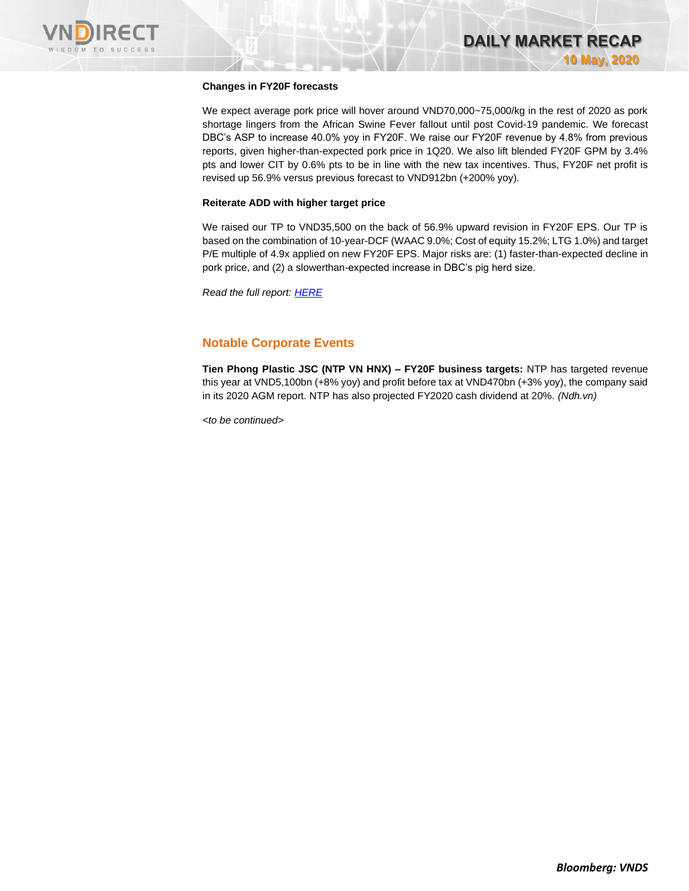**Changes in FY20F forecasts**

We expect average pork price will hover around VND70,000~75,000/kg in the rest of 2020 as pork shortage lingers from the African Swine Fever fallout until post Covid-19 pandemic. We forecast DBC's ASP to increase 40.0% yoy in FY20F. We raise our FY20F revenue by 4.8% from previous reports, given higher-than-expected pork price in 1Q20. We also lift blended FY20F GPM by 3.4% pts and lower CIT by 0.6% pts to be in line with the new tax incentives. Thus, FY20F net profit is revised up 56.9% versus previous forecast to VND912bn (+200% yoy).

**Reiterate ADD with higher target price**

We raised our TP to VND35,500 on the back of 56.9% upward revision in FY20F EPS. Our TP is based on the combination of 10-year-DCF (WAAC 9.0%; Cost of equity 15.2%; LTG 1.0%) and target P/E multiple of 4.9x applied on new FY20F EPS. Major risks are: (1) faster-than-expected decline in pork price, and (2) a slowerthan-expected increase in DBC's pig herd size.

*Read the full report: HERE*

## Notable Corporate Events

**Tien Phong Plastic JSC (NTP VN HNX) – FY20F business targets:** NTP has targeted revenue this year at VND5,100bn (+8% yoy) and profit before tax at VND470bn (+3% yoy), the company said in its 2020 AGM report. NTP has also projected FY2020 cash dividend at 20%. *(Ndh.vn)*

*<to be continued>*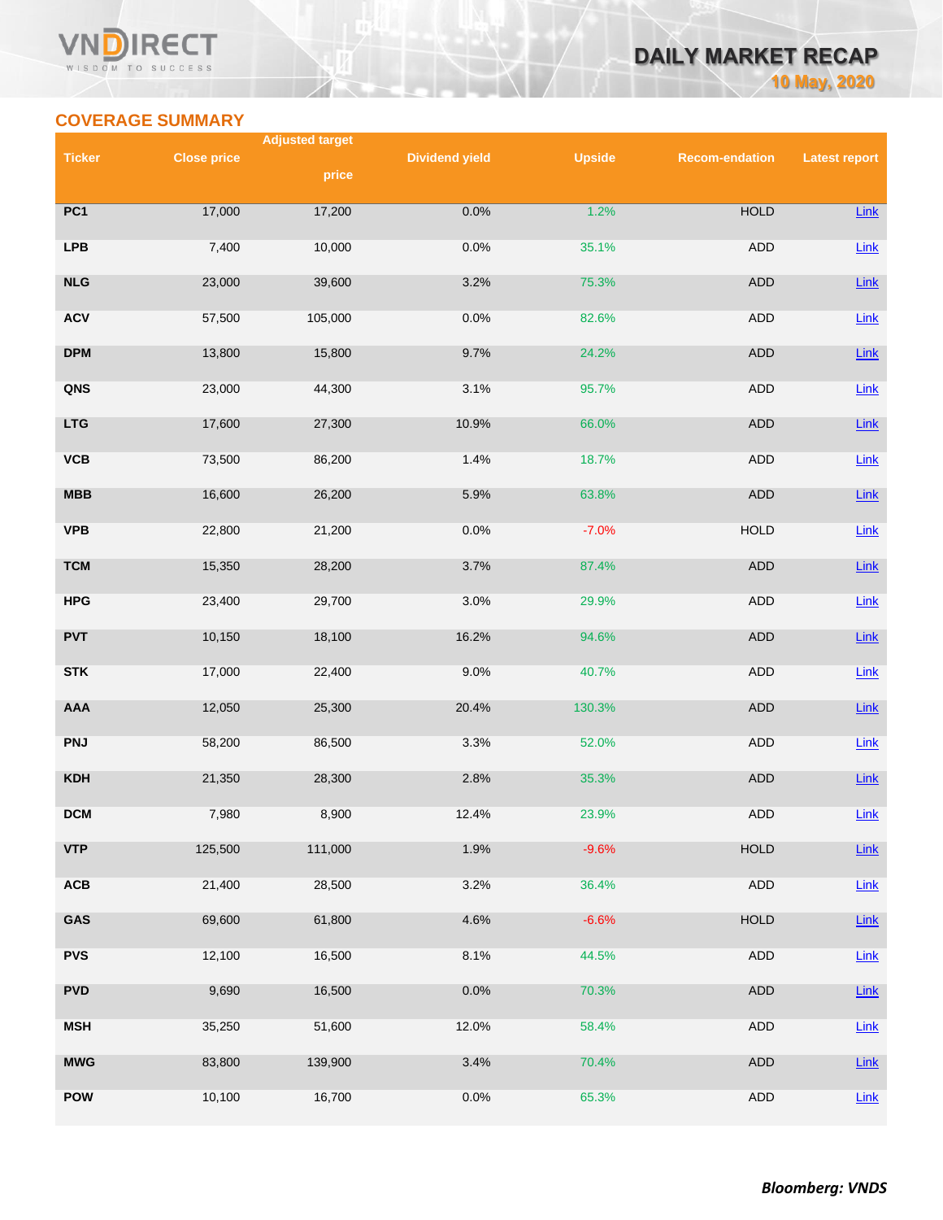## COVERAGE SUMMARY

| Ticker | Close price | Adjusted target price | Dividend yield | Upside | Recom-endation | Latest report |
|---|---|---|---|---|---|---|
| PC1 | 17,000 | 17,200 | 0.0% | 1.2% | HOLD | Link |
| LPB | 7,400 | 10,000 | 0.0% | 35.1% | ADD | Link |
| NLG | 23,000 | 39,600 | 3.2% | 75.3% | ADD | Link |
| ACV | 57,500 | 105,000 | 0.0% | 82.6% | ADD | Link |
| DPM | 13,800 | 15,800 | 9.7% | 24.2% | ADD | Link |
| QNS | 23,000 | 44,300 | 3.1% | 95.7% | ADD | Link |
| LTG | 17,600 | 27,300 | 10.9% | 66.0% | ADD | Link |
| VCB | 73,500 | 86,200 | 1.4% | 18.7% | ADD | Link |
| MBB | 16,600 | 26,200 | 5.9% | 63.8% | ADD | Link |
| VPB | 22,800 | 21,200 | 0.0% | -7.0% | HOLD | Link |
| TCM | 15,350 | 28,200 | 3.7% | 87.4% | ADD | Link |
| HPG | 23,400 | 29,700 | 3.0% | 29.9% | ADD | Link |
| PVT | 10,150 | 18,100 | 16.2% | 94.6% | ADD | Link |
| STK | 17,000 | 22,400 | 9.0% | 40.7% | ADD | Link |
| AAA | 12,050 | 25,300 | 20.4% | 130.3% | ADD | Link |
| PNJ | 58,200 | 86,500 | 3.3% | 52.0% | ADD | Link |
| KDH | 21,350 | 28,300 | 2.8% | 35.3% | ADD | Link |
| DCM | 7,980 | 8,900 | 12.4% | 23.9% | ADD | Link |
| VTP | 125,500 | 111,000 | 1.9% | -9.6% | HOLD | Link |
| ACB | 21,400 | 28,500 | 3.2% | 36.4% | ADD | Link |
| GAS | 69,600 | 61,800 | 4.6% | -6.6% | HOLD | Link |
| PVS | 12,100 | 16,500 | 8.1% | 44.5% | ADD | Link |
| PVD | 9,690 | 16,500 | 0.0% | 70.3% | ADD | Link |
| MSH | 35,250 | 51,600 | 12.0% | 58.4% | ADD | Link |
| MWG | 83,800 | 139,900 | 3.4% | 70.4% | ADD | Link |
| POW | 10,100 | 16,700 | 0.0% | 65.3% | ADD | Link |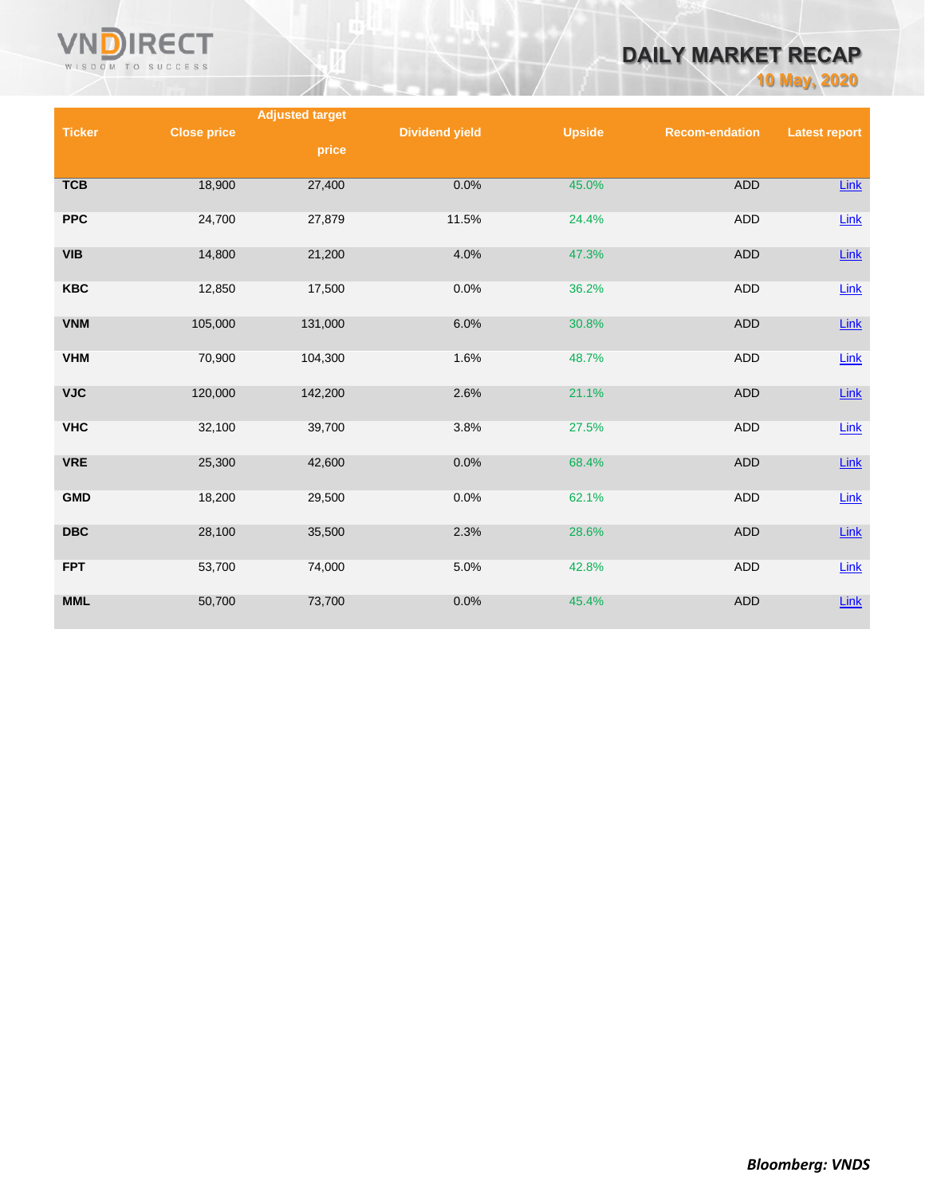| Ticker | Close price | Adjusted target price | Dividend yield | Upside | Recom-endation | Latest report |
|---|---|---|---|---|---|---|
| **TCB** | 18,900 | 27,400 | 0.0% | 45.0% | ADD | Link |
| **PPC** | 24,700 | 27,879 | 11.5% | 24.4% | ADD | Link |
| **VIB** | 14,800 | 21,200 | 4.0% | 47.3% | ADD | Link |
| **KBC** | 12,850 | 17,500 | 0.0% | 36.2% | ADD | Link |
| **VNM** | 105,000 | 131,000 | 6.0% | 30.8% | ADD | Link |
| **VHM** | 70,900 | 104,300 | 1.6% | 48.7% | ADD | Link |
| **VJC** | 120,000 | 142,200 | 2.6% | 21.1% | ADD | Link |
| **VHC** | 32,100 | 39,700 | 3.8% | 27.5% | ADD | Link |
| **VRE** | 25,300 | 42,600 | 0.0% | 68.4% | ADD | Link |
| **GMD** | 18,200 | 29,500 | 0.0% | 62.1% | ADD | Link |
| **DBC** | 28,100 | 35,500 | 2.3% | 28.6% | ADD | Link |
| **FPT** | 53,700 | 74,000 | 5.0% | 42.8% | ADD | Link |
| **MML** | 50,700 | 73,700 | 0.0% | 45.4% | ADD | Link |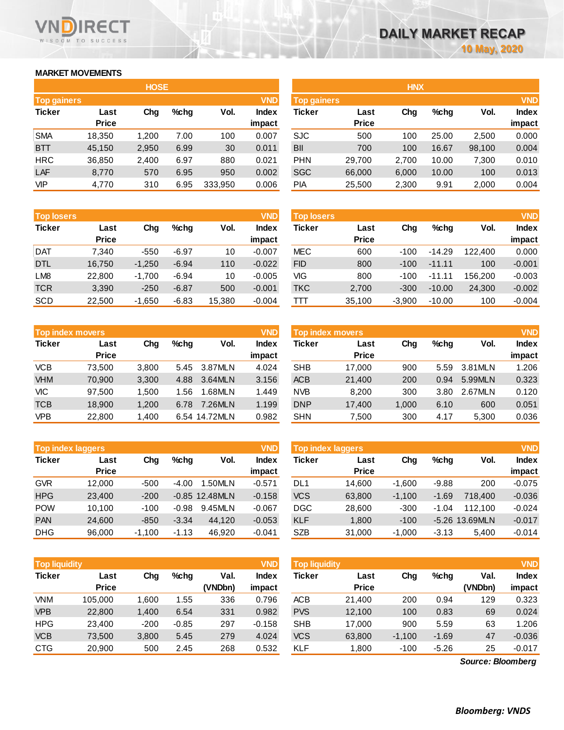## MARKET MOVEMENTS

### HOSE

**Top gainers** (VND)

| Ticker | Last Price | Chg | %chg | Vol. | Index impact |
|---|---|---|---|---|---|
| SMA | 18,350 | 1,200 | 7.00 | 100 | 0.007 |
| BTT | 45,150 | 2,950 | 6.99 | 30 | 0.011 |
| HRC | 36,850 | 2,400 | 6.97 | 880 | 0.021 |
| LAF | 8,770 | 570 | 6.95 | 950 | 0.002 |
| VIP | 4,770 | 310 | 6.95 | 333,950 | 0.006 |

**Top losers** (VND)

| Ticker | Last Price | Chg | %chg | Vol. | Index impact |
|---|---|---|---|---|---|
| DAT | 7,340 | -550 | -6.97 | 10 | -0.007 |
| DTL | 16,750 | -1,250 | -6.94 | 110 | -0.022 |
| LM8 | 22,800 | -1,700 | -6.94 | 10 | -0.005 |
| TCR | 3,390 | -250 | -6.87 | 500 | -0.001 |
| SCD | 22,500 | -1,650 | -6.83 | 15,380 | -0.004 |

**Top index movers** (VND)

| Ticker | Last Price | Chg | %chg | Vol. | Index impact |
|---|---|---|---|---|---|
| VCB | 73,500 | 3,800 | 5.45 | 3.87MLN | 4.024 |
| VHM | 70,900 | 3,300 | 4.88 | 3.64MLN | 3.156 |
| VIC | 97,500 | 1,500 | 1.56 | 1.68MLN | 1.449 |
| TCB | 18,900 | 1,200 | 6.78 | 7.26MLN | 1.199 |
| VPB | 22,800 | 1,400 | 6.54 | 14.72MLN | 0.982 |

**Top index laggers** (VND)

| Ticker | Last Price | Chg | %chg | Vol. | Index impact |
|---|---|---|---|---|---|
| GVR | 12,000 | -500 | -4.00 | 1.50MLN | -0.571 |
| HPG | 23,400 | -200 | -0.85 | 12.48MLN | -0.158 |
| POW | 10,100 | -100 | -0.98 | 9.45MLN | -0.067 |
| PAN | 24,600 | -850 | -3.34 | 44,120 | -0.053 |
| DHG | 96,000 | -1,100 | -1.13 | 46,920 | -0.041 |

**Top liquidity** (VND)

| Ticker | Last Price | Chg | %chg | Val. (VNDbn) | Index impact |
|---|---|---|---|---|---|
| VNM | 105,000 | 1,600 | 1.55 | 336 | 0.796 |
| VPB | 22,800 | 1,400 | 6.54 | 331 | 0.982 |
| HPG | 23,400 | -200 | -0.85 | 297 | -0.158 |
| VCB | 73,500 | 3,800 | 5.45 | 279 | 4.024 |
| CTG | 20,900 | 500 | 2.45 | 268 | 0.532 |

### HNX

**Top gainers** (VND)

| Ticker | Last Price | Chg | %chg | Vol. | Index impact |
|---|---|---|---|---|---|
| SJC | 500 | 100 | 25.00 | 2,500 | 0.000 |
| BII | 700 | 100 | 16.67 | 98,100 | 0.004 |
| PHN | 29,700 | 2,700 | 10.00 | 7,300 | 0.010 |
| SGC | 66,000 | 6,000 | 10.00 | 100 | 0.013 |
| PIA | 25,500 | 2,300 | 9.91 | 2,000 | 0.004 |

**Top losers** (VND)

| Ticker | Last Price | Chg | %chg | Vol. | Index impact |
|---|---|---|---|---|---|
| MEC | 600 | -100 | -14.29 | 122,400 | 0.000 |
| FID | 800 | -100 | -11.11 | 100 | -0.001 |
| VIG | 800 | -100 | -11.11 | 156,200 | -0.003 |
| TKC | 2,700 | -300 | -10.00 | 24,300 | -0.002 |
| TTT | 35,100 | -3,900 | -10.00 | 100 | -0.004 |

**Top index movers** (VND)

| Ticker | Last Price | Chg | %chg | Vol. | Index impact |
|---|---|---|---|---|---|
| SHB | 17,000 | 900 | 5.59 | 3.81MLN | 1.206 |
| ACB | 21,400 | 200 | 0.94 | 5.99MLN | 0.323 |
| NVB | 8,200 | 300 | 3.80 | 2.67MLN | 0.120 |
| DNP | 17,400 | 1,000 | 6.10 | 600 | 0.051 |
| SHN | 7,500 | 300 | 4.17 | 5,300 | 0.036 |

**Top index laggers** (VND)

| Ticker | Last Price | Chg | %chg | Vol. | Index impact |
|---|---|---|---|---|---|
| DL1 | 14,600 | -1,600 | -9.88 | 200 | -0.075 |
| VCS | 63,800 | -1,100 | -1.69 | 718,400 | -0.036 |
| DGC | 28,600 | -300 | -1.04 | 112,100 | -0.024 |
| KLF | 1,800 | -100 | -5.26 | 13.69MLN | -0.017 |
| SZB | 31,000 | -1,000 | -3.13 | 5,400 | -0.014 |

**Top liquidity** (VND)

| Ticker | Last Price | Chg | %chg | Val. (VNDbn) | Index impact |
|---|---|---|---|---|---|
| ACB | 21,400 | 200 | 0.94 | 129 | 0.323 |
| PVS | 12,100 | 100 | 0.83 | 69 | 0.024 |
| SHB | 17,000 | 900 | 5.59 | 63 | 1.206 |
| VCS | 63,800 | -1,100 | -1.69 | 47 | -0.036 |
| KLF | 1,800 | -100 | -5.26 | 25 | -0.017 |

*Source: Bloomberg*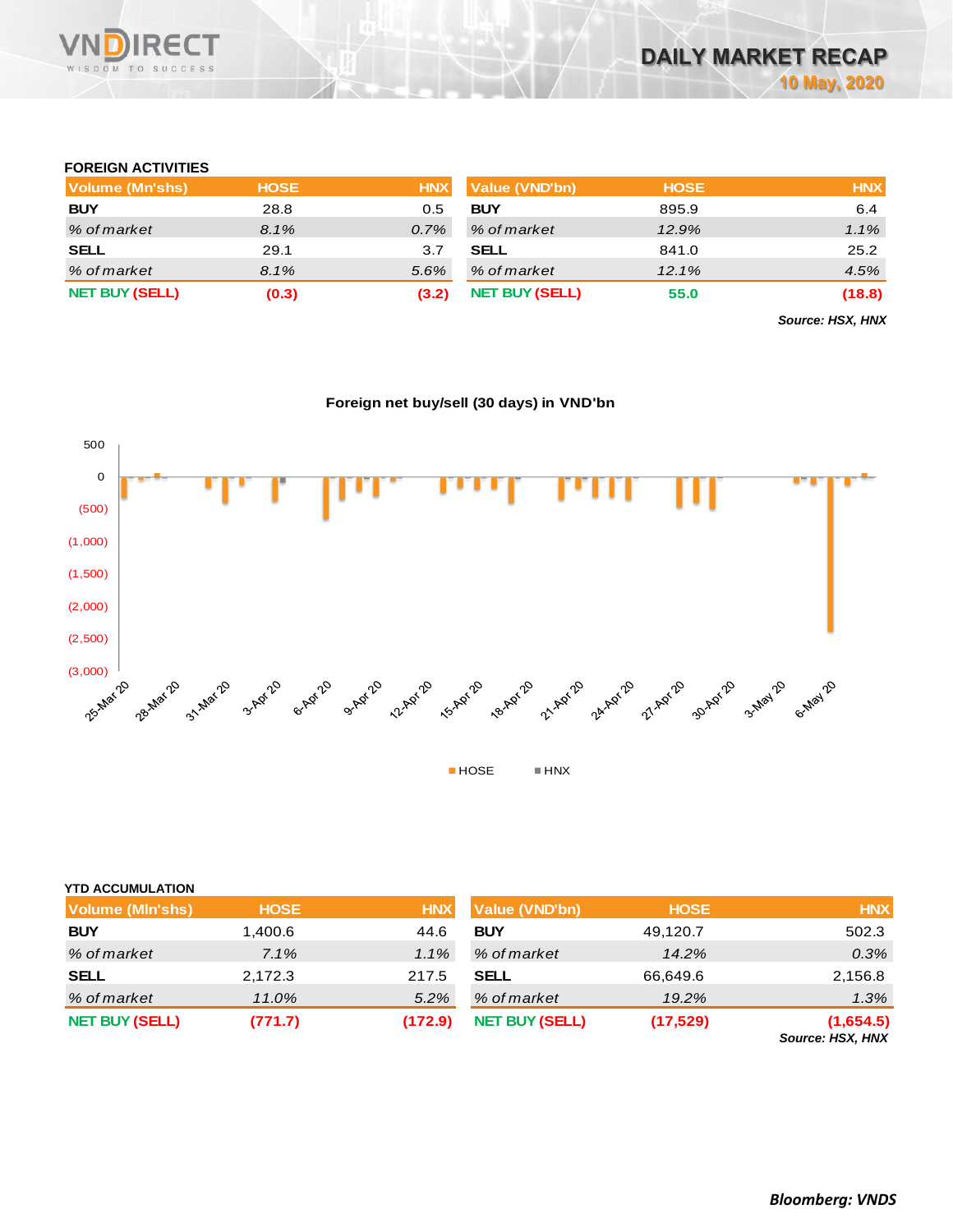## FOREIGN ACTIVITIES

| Volume (Mn'shs) | HOSE | HNX |
|---|---|---|
| BUY | 28.8 | 0.5 |
| *% of market* | *8.1%* | *0.7%* |
| SELL | 29.1 | 3.7 |
| *% of market* | *8.1%* | *5.6%* |
| **NET BUY (SELL)** | **(0.3)** | **(3.2)** |

| Value (VND'bn) | HOSE | HNX |
|---|---|---|
| BUY | 895.9 | 6.4 |
| *% of market* | *12.9%* | *1.1%* |
| SELL | 841.0 | 25.2 |
| *% of market* | *12.1%* | *4.5%* |
| **NET BUY (SELL)** | **55.0** | **(18.8)** |

***Source: HSX, HNX***

**Foreign net buy/sell (30 days) in VND'bn**

## YTD ACCUMULATION

| Volume (Mln'shs) | HOSE | HNX |
|---|---|---|
| BUY | 1,400.6 | 44.6 |
| *% of market* | *7.1%* | *1.1%* |
| SELL | 2,172.3 | 217.5 |
| *% of market* | *11.0%* | *5.2%* |
| **NET BUY (SELL)** | **(771.7)** | **(172.9)** |

| Value (VND'bn) | HOSE | HNX |
|---|---|---|
| BUY | 49,120.7 | 502.3 |
| *% of market* | *14.2%* | *0.3%* |
| SELL | 66,649.6 | 2,156.8 |
| *% of market* | *19.2%* | *1.3%* |
| **NET BUY (SELL)** | **(17,529)** | **(1,654.5)** |

***Source: HSX, HNX***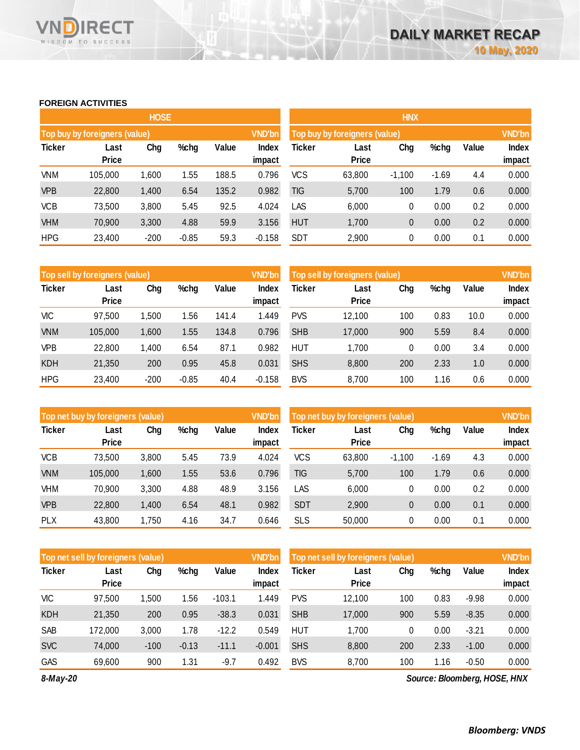## FOREIGN ACTIVITIES

### HOSE

| Top buy by foreigners (value) | | | | | VND'bn |
|---|---|---|---|---|---|
| Ticker | Last Price | Chg | %chg | Value | Index impact |
| VNM | 105,000 | 1,600 | 1.55 | 188.5 | 0.796 |
| VPB | 22,800 | 1,400 | 6.54 | 135.2 | 0.982 |
| VCB | 73,500 | 3,800 | 5.45 | 92.5 | 4.024 |
| VHM | 70,900 | 3,300 | 4.88 | 59.9 | 3.156 |
| HPG | 23,400 | -200 | -0.85 | 59.3 | -0.158 |

| Top sell by foreigners (value) | | | | | VND'bn |
|---|---|---|---|---|---|
| Ticker | Last Price | Chg | %chg | Value | Index impact |
| VIC | 97,500 | 1,500 | 1.56 | 141.4 | 1.449 |
| VNM | 105,000 | 1,600 | 1.55 | 134.8 | 0.796 |
| VPB | 22,800 | 1,400 | 6.54 | 87.1 | 0.982 |
| KDH | 21,350 | 200 | 0.95 | 45.8 | 0.031 |
| HPG | 23,400 | -200 | -0.85 | 40.4 | -0.158 |

| Top net buy by foreigners (value) | | | | | VND'bn |
|---|---|---|---|---|---|
| Ticker | Last Price | Chg | %chg | Value | Index impact |
| VCB | 73,500 | 3,800 | 5.45 | 73.9 | 4.024 |
| VNM | 105,000 | 1,600 | 1.55 | 53.6 | 0.796 |
| VHM | 70,900 | 3,300 | 4.88 | 48.9 | 3.156 |
| VPB | 22,800 | 1,400 | 6.54 | 48.1 | 0.982 |
| PLX | 43,800 | 1,750 | 4.16 | 34.7 | 0.646 |

| Top net sell by foreigners (value) | | | | | VND'bn |
|---|---|---|---|---|---|
| Ticker | Last Price | Chg | %chg | Value | Index impact |
| VIC | 97,500 | 1,500 | 1.56 | -103.1 | 1.449 |
| KDH | 21,350 | 200 | 0.95 | -38.3 | 0.031 |
| SAB | 172,000 | 3,000 | 1.78 | -12.2 | 0.549 |
| SVC | 74,000 | -100 | -0.13 | -11.1 | -0.001 |
| GAS | 69,600 | 900 | 1.31 | -9.7 | 0.492 |

### HNX

| Top buy by foreigners (value) | | | | | VND'bn |
|---|---|---|---|---|---|
| Ticker | Last Price | Chg | %chg | Value | Index impact |
| VCS | 63,800 | -1,100 | -1.69 | 4.4 | 0.000 |
| TIG | 5,700 | 100 | 1.79 | 0.6 | 0.000 |
| LAS | 6,000 | 0 | 0.00 | 0.2 | 0.000 |
| HUT | 1,700 | 0 | 0.00 | 0.2 | 0.000 |
| SDT | 2,900 | 0 | 0.00 | 0.1 | 0.000 |

| Top sell by foreigners (value) | | | | | VND'bn |
|---|---|---|---|---|---|
| Ticker | Last Price | Chg | %chg | Value | Index impact |
| PVS | 12,100 | 100 | 0.83 | 10.0 | 0.000 |
| SHB | 17,000 | 900 | 5.59 | 8.4 | 0.000 |
| HUT | 1,700 | 0 | 0.00 | 3.4 | 0.000 |
| SHS | 8,800 | 200 | 2.33 | 1.0 | 0.000 |
| BVS | 8,700 | 100 | 1.16 | 0.6 | 0.000 |

| Top net buy by foreigners (value) | | | | | VND'bn |
|---|---|---|---|---|---|
| Ticker | Last Price | Chg | %chg | Value | Index impact |
| VCS | 63,800 | -1,100 | -1.69 | 4.3 | 0.000 |
| TIG | 5,700 | 100 | 1.79 | 0.6 | 0.000 |
| LAS | 6,000 | 0 | 0.00 | 0.2 | 0.000 |
| SDT | 2,900 | 0 | 0.00 | 0.1 | 0.000 |
| SLS | 50,000 | 0 | 0.00 | 0.1 | 0.000 |

| Top net sell by foreigners (value) | | | | | VND'bn |
|---|---|---|---|---|---|
| Ticker | Last Price | Chg | %chg | Value | Index impact |
| PVS | 12,100 | 100 | 0.83 | -9.98 | 0.000 |
| SHB | 17,000 | 900 | 5.59 | -8.35 | 0.000 |
| HUT | 1,700 | 0 | 0.00 | -3.21 | 0.000 |
| SHS | 8,800 | 200 | 2.33 | -1.00 | 0.000 |
| BVS | 8,700 | 100 | 1.16 | -0.50 | 0.000 |

*8-May-20*

*Source: Bloomberg, HOSE, HNX*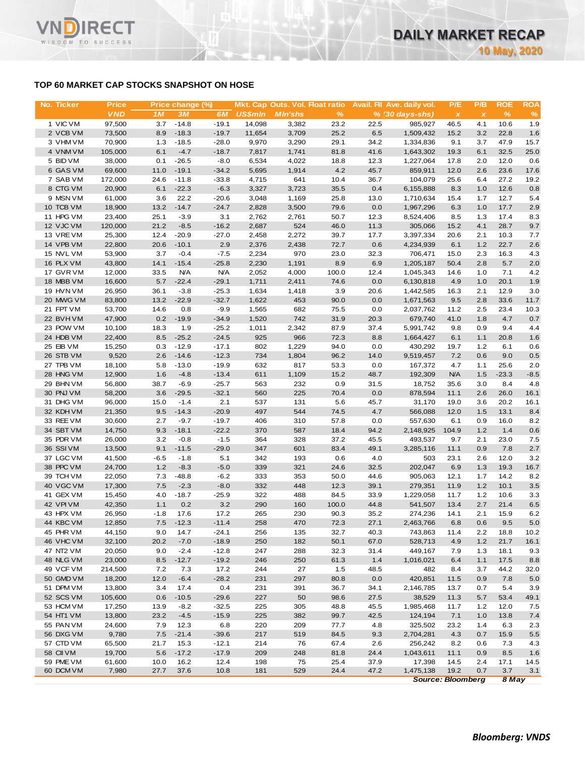## TOP 60 MARKET CAP STOCKS SNAPSHOT ON HOSE

| No. | Ticker | Price | Price change (%) | | | Mkt. Cap | Outs. Vol. | Float ratio | Avail. FII | Ave. daily vol. | P/E | P/B | ROE | ROA |
|---|---|---|---|---|---|---|---|---|---|---|---|---|---|---|
| | | VND | 1M | 3M | 6M | US$mln | Mln'shs | % | % | (30 days-shs) | x | x | % | % |
| 1 | VIC VM | 97,500 | 3.7 | -14.8 | -19.1 | 14,098 | 3,382 | 23.2 | 22.5 | 985,927 | 46.5 | 4.1 | 10.6 | 1.9 |
| 2 | VCB VM | 73,500 | 8.9 | -18.3 | -19.7 | 11,654 | 3,709 | 25.2 | 6.5 | 1,509,432 | 15.2 | 3.2 | 22.8 | 1.6 |
| 3 | VHM VM | 70,900 | 1.3 | -18.5 | -28.0 | 9,970 | 3,290 | 29.1 | 34.2 | 1,334,836 | 9.1 | 3.7 | 47.9 | 15.7 |
| 4 | VNM VM | 105,000 | 6.1 | -4.7 | -18.7 | 7,817 | 1,741 | 81.8 | 41.6 | 1,643,302 | 19.3 | 6.1 | 32.5 | 25.0 |
| 5 | BID VM | 38,000 | 0.1 | -26.5 | -8.0 | 6,534 | 4,022 | 18.8 | 12.3 | 1,227,064 | 17.8 | 2.0 | 12.0 | 0.6 |
| 6 | GAS VM | 69,600 | 11.0 | -19.1 | -34.2 | 5,695 | 1,914 | 4.2 | 45.7 | 859,911 | 12.0 | 2.6 | 23.6 | 17.6 |
| 7 | SAB VM | 172,000 | 24.6 | -11.8 | -33.8 | 4,715 | 641 | 10.4 | 36.7 | 104,079 | 25.6 | 6.4 | 27.2 | 19.2 |
| 8 | CTG VM | 20,900 | 6.1 | -22.3 | -6.3 | 3,327 | 3,723 | 35.5 | 0.4 | 6,155,888 | 8.3 | 1.0 | 12.6 | 0.8 |
| 9 | MSN VM | 61,000 | 3.6 | 22.2 | -20.6 | 3,048 | 1,169 | 25.8 | 13.0 | 1,710,634 | 15.4 | 1.7 | 12.7 | 5.4 |
| 10 | TCB VM | 18,900 | 13.2 | -14.7 | -24.7 | 2,828 | 3,500 | 79.6 | 0.0 | 1,967,296 | 6.3 | 1.0 | 17.7 | 2.9 |
| 11 | HPG VM | 23,400 | 25.1 | -3.9 | 3.1 | 2,762 | 2,761 | 50.7 | 12.3 | 8,524,406 | 8.5 | 1.3 | 17.4 | 8.3 |
| 12 | VJC VM | 120,000 | 21.2 | -8.5 | -16.2 | 2,687 | 524 | 46.0 | 11.3 | 305,066 | 15.2 | 4.1 | 28.7 | 9.7 |
| 13 | VRE VM | 25,300 | 12.4 | -20.9 | -27.0 | 2,458 | 2,272 | 39.7 | 17.7 | 3,397,334 | 20.6 | 2.1 | 10.3 | 7.7 |
| 14 | VPB VM | 22,800 | 20.6 | -10.1 | 2.9 | 2,376 | 2,438 | 72.7 | 0.6 | 4,234,939 | 6.1 | 1.2 | 22.7 | 2.6 |
| 15 | NVL VM | 53,900 | 3.7 | -0.4 | -7.5 | 2,234 | 970 | 23.0 | 32.3 | 706,471 | 15.0 | 2.3 | 16.3 | 4.3 |
| 16 | PLX VM | 43,800 | 14.1 | -15.4 | -25.8 | 2,230 | 1,191 | 8.9 | 6.9 | 1,205,187 | 50.4 | 2.8 | 5.7 | 2.0 |
| 17 | GVR VM | 12,000 | 33.5 | N/A | N/A | 2,052 | 4,000 | 100.0 | 12.4 | 1,045,343 | 14.6 | 1.0 | 7.1 | 4.2 |
| 18 | MBB VM | 16,600 | 5.7 | -22.4 | -29.1 | 1,711 | 2,411 | 74.6 | 0.0 | 6,130,818 | 4.9 | 1.0 | 20.1 | 1.9 |
| 19 | HVN VM | 26,950 | 36.1 | -3.8 | -25.3 | 1,634 | 1,418 | 3.9 | 20.6 | 1,442,585 | 16.3 | 2.1 | 12.9 | 3.0 |
| 20 | MWG VM | 83,800 | 13.2 | -22.9 | -32.7 | 1,622 | 453 | 90.0 | 0.0 | 1,671,563 | 9.5 | 2.8 | 33.6 | 11.7 |
| 21 | FPT VM | 53,700 | 14.6 | 0.8 | -9.9 | 1,565 | 682 | 75.5 | 0.0 | 2,037,762 | 11.2 | 2.5 | 23.4 | 10.3 |
| 22 | BVH VM | 47,900 | 0.2 | -19.9 | -34.9 | 1,520 | 742 | 31.9 | 20.3 | 679,740 | 41.0 | 1.8 | 4.7 | 0.7 |
| 23 | POW VM | 10,100 | 18.3 | 1.9 | -25.2 | 1,011 | 2,342 | 87.9 | 37.4 | 5,991,742 | 9.8 | 0.9 | 9.4 | 4.4 |
| 24 | HDB VM | 22,400 | 8.5 | -25.2 | -24.5 | 925 | 966 | 72.3 | 8.8 | 1,664,427 | 6.1 | 1.1 | 20.8 | 1.6 |
| 25 | EIB VM | 15,250 | 0.3 | -12.9 | -17.1 | 802 | 1,229 | 94.0 | 0.0 | 430,292 | 19.7 | 1.2 | 6.1 | 0.6 |
| 26 | STB VM | 9,520 | 2.6 | -14.6 | -12.3 | 734 | 1,804 | 96.2 | 14.0 | 9,519,457 | 7.2 | 0.6 | 9.0 | 0.5 |
| 27 | TPB VM | 18,100 | 5.8 | -13.0 | -19.9 | 632 | 817 | 53.3 | 0.0 | 167,372 | 4.7 | 1.1 | 25.6 | 2.0 |
| 28 | HNG VM | 12,900 | 1.6 | -4.8 | -13.4 | 611 | 1,109 | 15.2 | 48.7 | 192,309 | N/A | 1.5 | -23.3 | -8.5 |
| 29 | BHN VM | 56,800 | 38.7 | -6.9 | -25.7 | 563 | 232 | 0.9 | 31.5 | 18,752 | 35.6 | 3.0 | 8.4 | 4.8 |
| 30 | PNJ VM | 58,200 | 3.6 | -29.5 | -32.1 | 560 | 225 | 70.4 | 0.0 | 878,594 | 11.1 | 2.6 | 26.0 | 16.1 |
| 31 | DHG VM | 96,000 | 15.0 | -1.4 | 2.1 | 537 | 131 | 5.6 | 45.7 | 31,170 | 19.0 | 3.6 | 20.2 | 16.1 |
| 32 | KDH VM | 21,350 | 9.5 | -14.3 | -20.9 | 497 | 544 | 74.5 | 4.7 | 566,088 | 12.0 | 1.5 | 13.1 | 8.4 |
| 33 | REE VM | 30,600 | 2.7 | -9.7 | -19.7 | 406 | 310 | 57.8 | 0.0 | 557,630 | 6.1 | 0.9 | 16.0 | 8.2 |
| 34 | SBT VM | 14,750 | 9.3 | -18.1 | -22.2 | 370 | 587 | 18.4 | 94.2 | 2,148,925 | 104.9 | 1.2 | 1.4 | 0.6 |
| 35 | PDR VM | 26,000 | 3.2 | -0.8 | -1.5 | 364 | 328 | 37.2 | 45.5 | 493,537 | 9.7 | 2.1 | 23.0 | 7.5 |
| 36 | SSI VM | 13,500 | 9.1 | -11.5 | -29.0 | 347 | 601 | 83.4 | 49.1 | 3,285,116 | 11.1 | 0.9 | 7.8 | 2.7 |
| 37 | LGC VM | 41,500 | -6.5 | -1.8 | 5.1 | 342 | 193 | 0.6 | 4.0 | 503 | 23.1 | 2.6 | 12.0 | 3.2 |
| 38 | PPC VM | 24,700 | 1.2 | -8.3 | -5.0 | 339 | 321 | 24.6 | 32.5 | 202,047 | 6.9 | 1.3 | 19.3 | 16.7 |
| 39 | TCH VM | 22,050 | 7.3 | -48.8 | -6.2 | 333 | 353 | 50.0 | 44.6 | 905,063 | 12.1 | 1.7 | 14.2 | 8.2 |
| 40 | VGC VM | 17,300 | 7.5 | -2.3 | -8.0 | 332 | 448 | 12.3 | 39.1 | 279,351 | 11.9 | 1.2 | 10.1 | 3.5 |
| 41 | GEX VM | 15,450 | 4.0 | -18.7 | -25.9 | 322 | 488 | 84.5 | 33.9 | 1,229,058 | 11.7 | 1.2 | 10.6 | 3.3 |
| 42 | VPI VM | 42,350 | 1.1 | 0.2 | 3.2 | 290 | 160 | 100.0 | 44.8 | 541,507 | 13.4 | 2.7 | 21.4 | 6.5 |
| 43 | HPX VM | 26,950 | -1.8 | 17.6 | 17.2 | 265 | 230 | 90.3 | 35.2 | 274,236 | 14.1 | 2.1 | 15.9 | 6.2 |
| 44 | KBC VM | 12,850 | 7.5 | -12.3 | -11.4 | 258 | 470 | 72.3 | 27.1 | 2,463,766 | 6.8 | 0.6 | 9.5 | 5.0 |
| 45 | PHR VM | 44,150 | 9.0 | 14.7 | -24.1 | 256 | 135 | 32.7 | 40.3 | 743,863 | 11.4 | 2.2 | 18.8 | 10.2 |
| 46 | VHC VM | 32,100 | 20.2 | -7.0 | -18.9 | 250 | 182 | 50.1 | 67.0 | 528,713 | 4.9 | 1.2 | 21.7 | 16.1 |
| 47 | NT2 VM | 20,050 | 9.0 | -2.4 | -12.8 | 247 | 288 | 32.3 | 31.4 | 449,167 | 7.9 | 1.3 | 18.1 | 9.3 |
| 48 | NLG VM | 23,000 | 8.5 | -12.7 | -19.2 | 246 | 250 | 61.3 | 1.4 | 1,016,021 | 6.4 | 1.1 | 17.5 | 8.8 |
| 49 | VCF VM | 214,500 | 7.2 | 7.3 | 17.2 | 244 | 27 | 1.5 | 48.5 | 482 | 8.4 | 3.7 | 44.2 | 32.0 |
| 50 | GMD VM | 18,200 | 12.0 | -6.4 | -28.2 | 231 | 297 | 80.8 | 0.0 | 420,851 | 11.5 | 0.9 | 7.8 | 5.0 |
| 51 | DPM VM | 13,800 | 3.4 | 17.4 | 0.4 | 231 | 391 | 36.7 | 34.1 | 2,146,785 | 13.7 | 0.7 | 5.4 | 3.9 |
| 52 | SCS VM | 105,600 | 0.6 | -10.5 | -29.6 | 227 | 50 | 98.6 | 27.5 | 38,529 | 11.3 | 5.7 | 53.4 | 49.1 |
| 53 | HCM VM | 17,250 | 13.9 | -8.2 | -32.5 | 225 | 305 | 48.8 | 45.5 | 1,985,468 | 11.7 | 1.2 | 12.0 | 7.5 |
| 54 | HT1 VM | 13,800 | 23.2 | -4.5 | -15.9 | 225 | 382 | 99.7 | 42.5 | 124,194 | 7.1 | 1.0 | 13.8 | 7.4 |
| 55 | PAN VM | 24,600 | 7.9 | 12.3 | 6.8 | 220 | 209 | 77.7 | 4.8 | 325,502 | 23.2 | 1.4 | 6.3 | 2.3 |
| 56 | DXG VM | 9,780 | 7.5 | -21.4 | -39.6 | 217 | 519 | 84.5 | 9.3 | 2,704,281 | 4.3 | 0.7 | 15.9 | 5.5 |
| 57 | CTD VM | 65,500 | 21.7 | 15.3 | -12.1 | 214 | 76 | 67.4 | 2.6 | 256,242 | 8.2 | 0.6 | 7.3 | 4.3 |
| 58 | CII VM | 19,700 | 5.6 | -17.2 | -17.9 | 209 | 248 | 81.8 | 24.4 | 1,043,611 | 11.1 | 0.9 | 8.5 | 1.6 |
| 59 | PME VM | 61,600 | 10.0 | 16.2 | 12.4 | 198 | 75 | 25.4 | 37.9 | 17,398 | 14.5 | 2.4 | 17.1 | 14.5 |
| 60 | DCM VM | 7,980 | 27.7 | 37.6 | 10.8 | 181 | 529 | 24.4 | 47.2 | 1,475,138 | 19.2 | 0.7 | 3.7 | 3.1 |

*Source: Bloomberg* *8 May*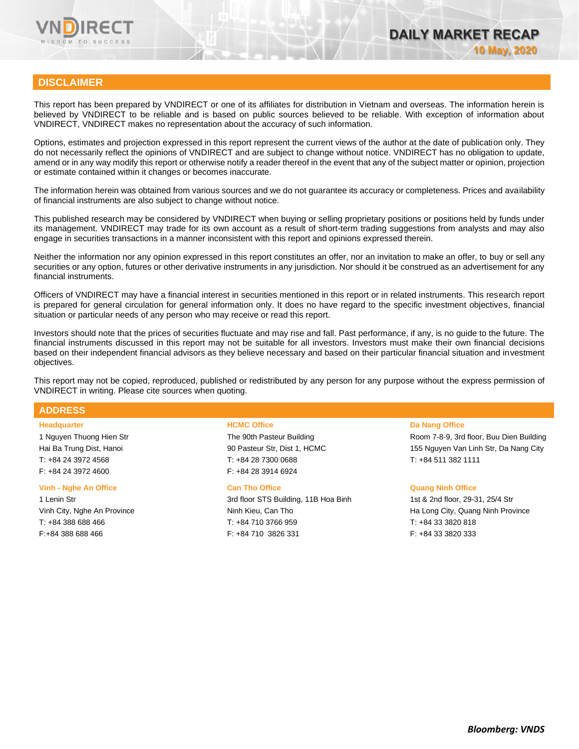# DAILY MARKET RECAP

**10 May, 2020**

## DISCLAIMER

This report has been prepared by VNDIRECT or one of its affiliates for distribution in Vietnam and overseas. The information herein is believed by VNDIRECT to be reliable and is based on public sources believed to be reliable. With exception of information about VNDIRECT, VNDIRECT makes no representation about the accuracy of such information.

Options, estimates and projection expressed in this report represent the current views of the author at the date of publication only. They do not necessarily reflect the opinions of VNDIRECT and are subject to change without notice. VNDIRECT has no obligation to update, amend or in any way modify this report or otherwise notify a reader thereof in the event that any of the subject matter or opinion, projection or estimate contained within it changes or becomes inaccurate.

The information herein was obtained from various sources and we do not guarantee its accuracy or completeness. Prices and availability of financial instruments are also subject to change without notice.

This published research may be considered by VNDIRECT when buying or selling proprietary positions or positions held by funds under its management. VNDIRECT may trade for its own account as a result of short-term trading suggestions from analysts and may also engage in securities transactions in a manner inconsistent with this report and opinions expressed therein.

Neither the information nor any opinion expressed in this report constitutes an offer, nor an invitation to make an offer, to buy or sell any securities or any option, futures or other derivative instruments in any jurisdiction. Nor should it be construed as an advertisement for any financial instruments.

Officers of VNDIRECT may have a financial interest in securities mentioned in this report or in related instruments. This research report is prepared for general circulation for general information only. It does no have regard to the specific investment objectives, financial situation or particular needs of any person who may receive or read this report.

Investors should note that the prices of securities fluctuate and may rise and fall. Past performance, if any, is no guide to the future. The financial instruments discussed in this report may not be suitable for all investors. Investors must make their own financial decisions based on their independent financial advisors as they believe necessary and based on their particular financial situation and investment objectives.

This report may not be copied, reproduced, published or redistributed by any person for any purpose without the express permission of VNDIRECT in writing. Please cite sources when quoting.

## ADDRESS

**Headquarter**
1 Nguyen Thuong Hien Str
Hai Ba Trung Dist, Hanoi
T: +84 24 3972 4568
F: +84 24 3972 4600

**HCMC Office**
The 90th Pasteur Building
90 Pasteur Str, Dist 1, HCMC
T: +84 28 7300 0688
F: +84 28 3914 6924

**Da Nang Office**
Room 7-8-9, 3rd floor, Buu Dien Building
155 Nguyen Van Linh Str, Da Nang City
T: +84 511 382 1111

**Vinh - Nghe An Office**
1 Lenin Str
Vinh City, Nghe An Province
T: +84 388 688 466
F:+84 388 688 466

**Can Tho Office**
3rd floor STS Building, 11B Hoa Binh
Ninh Kieu, Can Tho
T: +84 710 3766 959
F: +84 710 3826 331

**Quang Ninh Office**
1st & 2nd floor, 29-31, 25/4 Str
Ha Long City, Quang Ninh Province
T: +84 33 3820 818
F: +84 33 3820 333

***Bloomberg: VNDS***